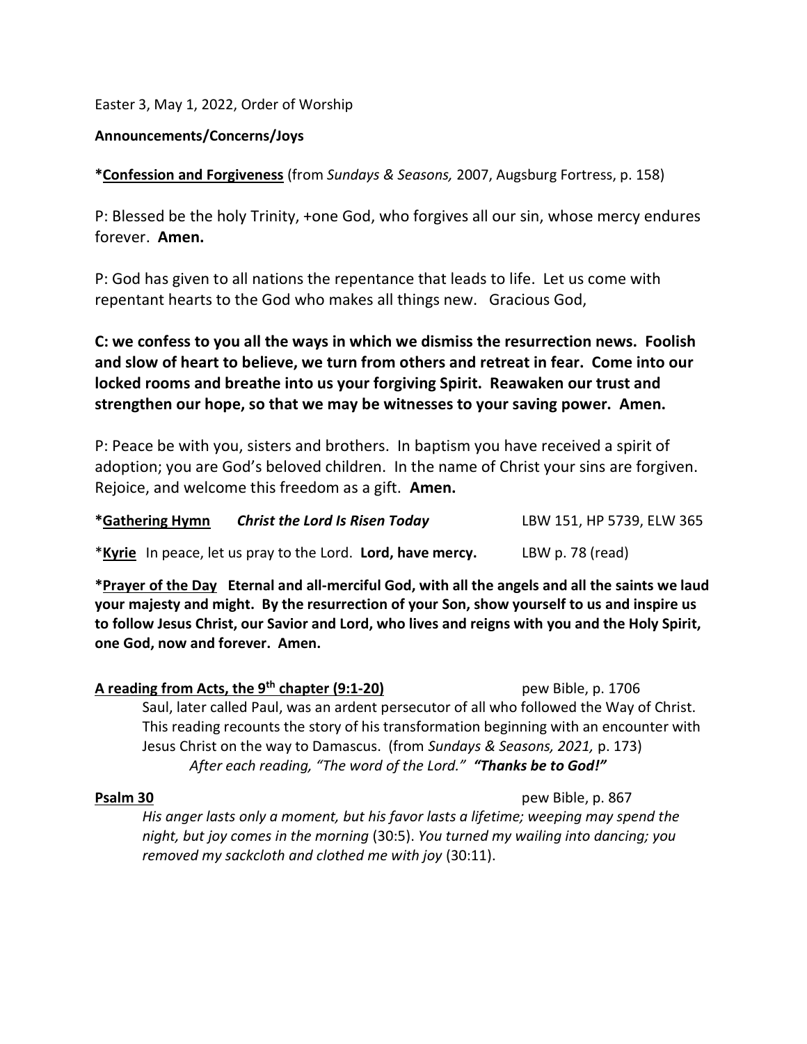Easter 3, May 1, 2022, Order of Worship

**Announcements/Concerns/Joys**

***Confession and Forgiveness** (from *Sundays & Seasons,* 2007, Augsburg Fortress, p. 158)

P: Blessed be the holy Trinity, +one God, who forgives all our sin, whose mercy endures forever. **Amen.**

P: God has given to all nations the repentance that leads to life. Let us come with repentant hearts to the God who makes all things new. Gracious God,

**C: we confess to you all the ways in which we dismiss the resurrection news. Foolish and slow of heart to believe, we turn from others and retreat in fear. Come into our locked rooms and breathe into us your forgiving Spirit. Reawaken our trust and strengthen our hope, so that we may be witnesses to your saving power. Amen.**

P: Peace be with you, sisters and brothers. In baptism you have received a spirit of adoption; you are God's beloved children. In the name of Christ your sins are forgiven. Rejoice, and welcome this freedom as a gift. **Amen.**

***Gathering Hymn** ***Christ the Lord Is Risen Today*** LBW 151, HP 5739, ELW 365

***Kyrie** In peace, let us pray to the Lord. **Lord, have mercy.** LBW p. 78 (read)

***Prayer of the Day** **Eternal and all-merciful God, with all the angels and all the saints we laud your majesty and might. By the resurrection of your Son, show yourself to us and inspire us to follow Jesus Christ, our Savior and Lord, who lives and reigns with you and the Holy Spirit, one God, now and forever. Amen.**

**A reading from Acts, the 9th chapter (9:1-20)** pew Bible, p. 1706

Saul, later called Paul, was an ardent persecutor of all who followed the Way of Christ. This reading recounts the story of his transformation beginning with an encounter with Jesus Christ on the way to Damascus. (from *Sundays & Seasons, 2021,* p. 173)

*After each reading, "The word of the Lord."* ***"Thanks be to God!"***

**Psalm 30** pew Bible, p. 867

*His anger lasts only a moment, but his favor lasts a lifetime; weeping may spend the night, but joy comes in the morning* (30:5). *You turned my wailing into dancing; you removed my sackcloth and clothed me with joy* (30:11).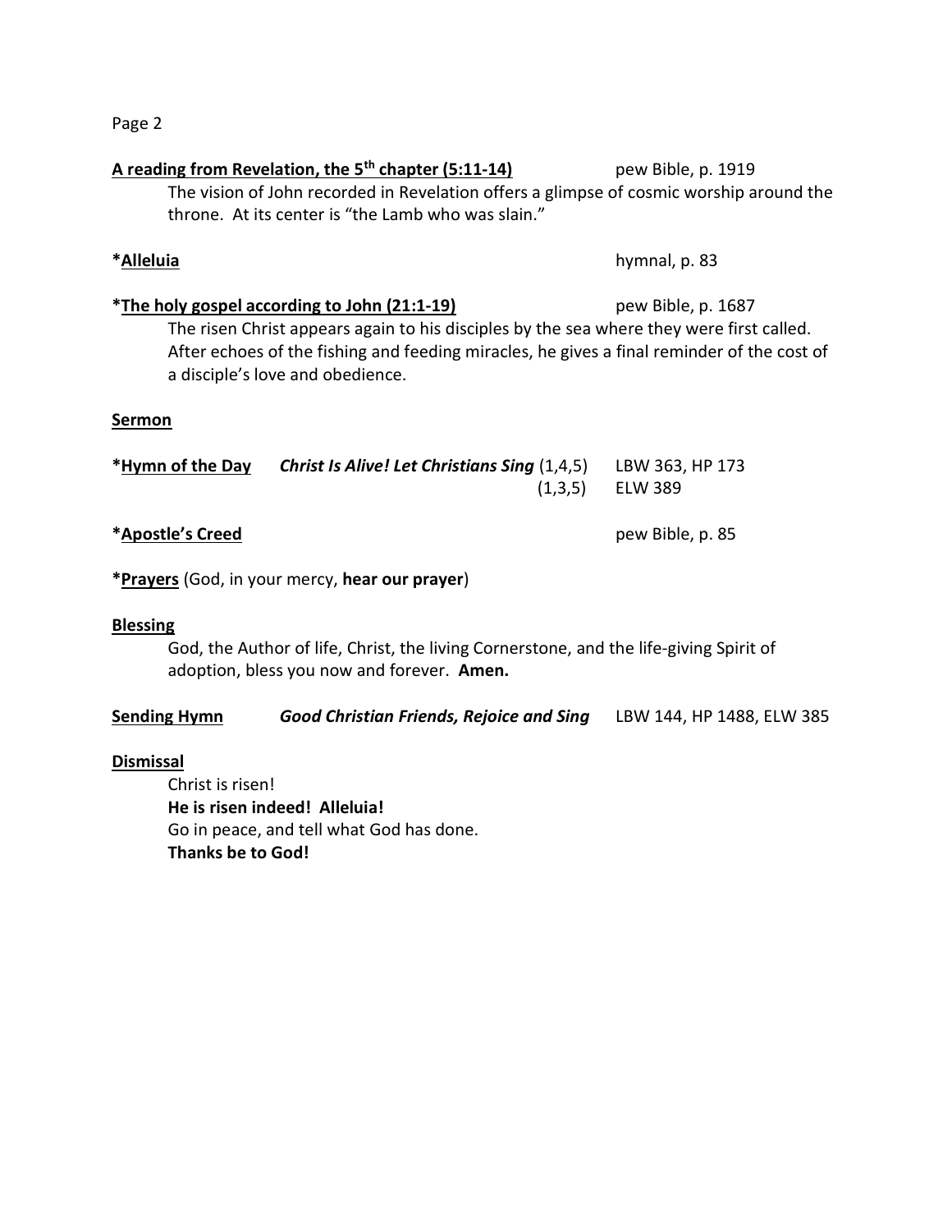**A reading from Revelation, the 5th chapter (5:11-14)** pew Bible, p. 1919

The vision of John recorded in Revelation offers a glimpse of cosmic worship around the throne. At its center is "the Lamb who was slain."

***Alleluia** hymnal, p. 83

***The holy gospel according to John (21:1-19)** pew Bible, p. 1687

The risen Christ appears again to his disciples by the sea where they were first called. After echoes of the fishing and feeding miracles, he gives a final reminder of the cost of a disciple's love and obedience.

**Sermon**

***Hymn of the Day** ***Christ Is Alive! Let Christians Sing*** (1,4,5) LBW 363, HP 173
(1,3,5) ELW 389

***Apostle's Creed** pew Bible, p. 85

***Prayers** (God, in your mercy, **hear our prayer**)

**Blessing**

God, the Author of life, Christ, the living Cornerstone, and the life-giving Spirit of adoption, bless you now and forever. **Amen.**

**Sending Hymn** ***Good Christian Friends, Rejoice and Sing*** LBW 144, HP 1488, ELW 385

**Dismissal**

Christ is risen!
**He is risen indeed! Alleluia!**
Go in peace, and tell what God has done.
**Thanks be to God!**